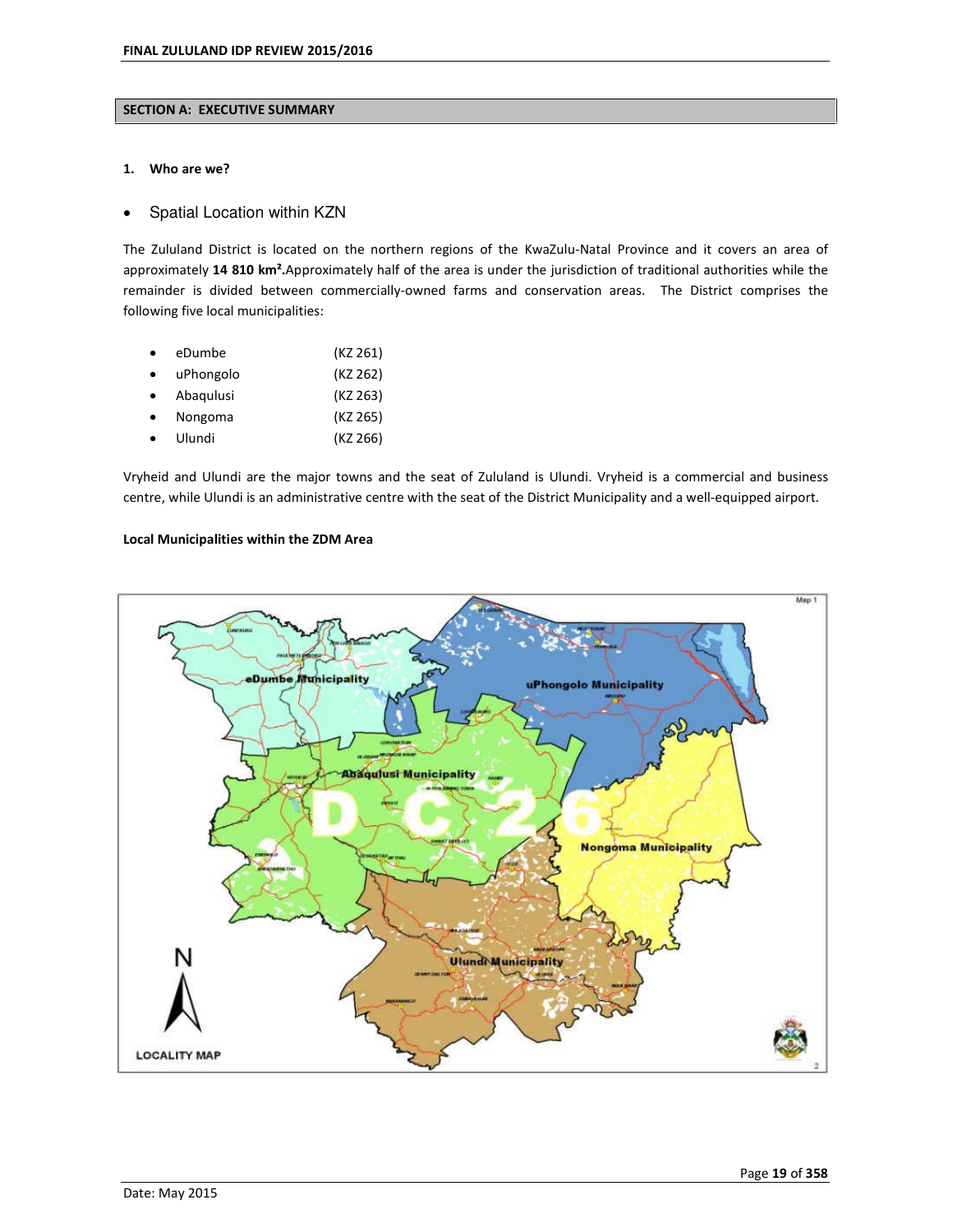## SECTION A: EXECUTIVE SUMMARY

### 1. Who are we?

- Spatial Location within KZN

The Zululand District is located on the northern regions of the KwaZulu-Natal Province and it covers an area of approximately **14 810 km².** Approximately half of the area is under the jurisdiction of traditional authorities while the remainder is divided between commercially-owned farms and conservation areas. The District comprises the following five local municipalities:

- eDumbe (KZ 261)
- uPhongolo (KZ 262)
- Abaqulusi (KZ 263)
- Nongoma (KZ 265)
- Ulundi (KZ 266)

Vryheid and Ulundi are the major towns and the seat of Zululand is Ulundi. Vryheid is a commercial and business centre, while Ulundi is an administrative centre with the seat of the District Municipality and a well-equipped airport.

**Local Municipalities within the ZDM Area**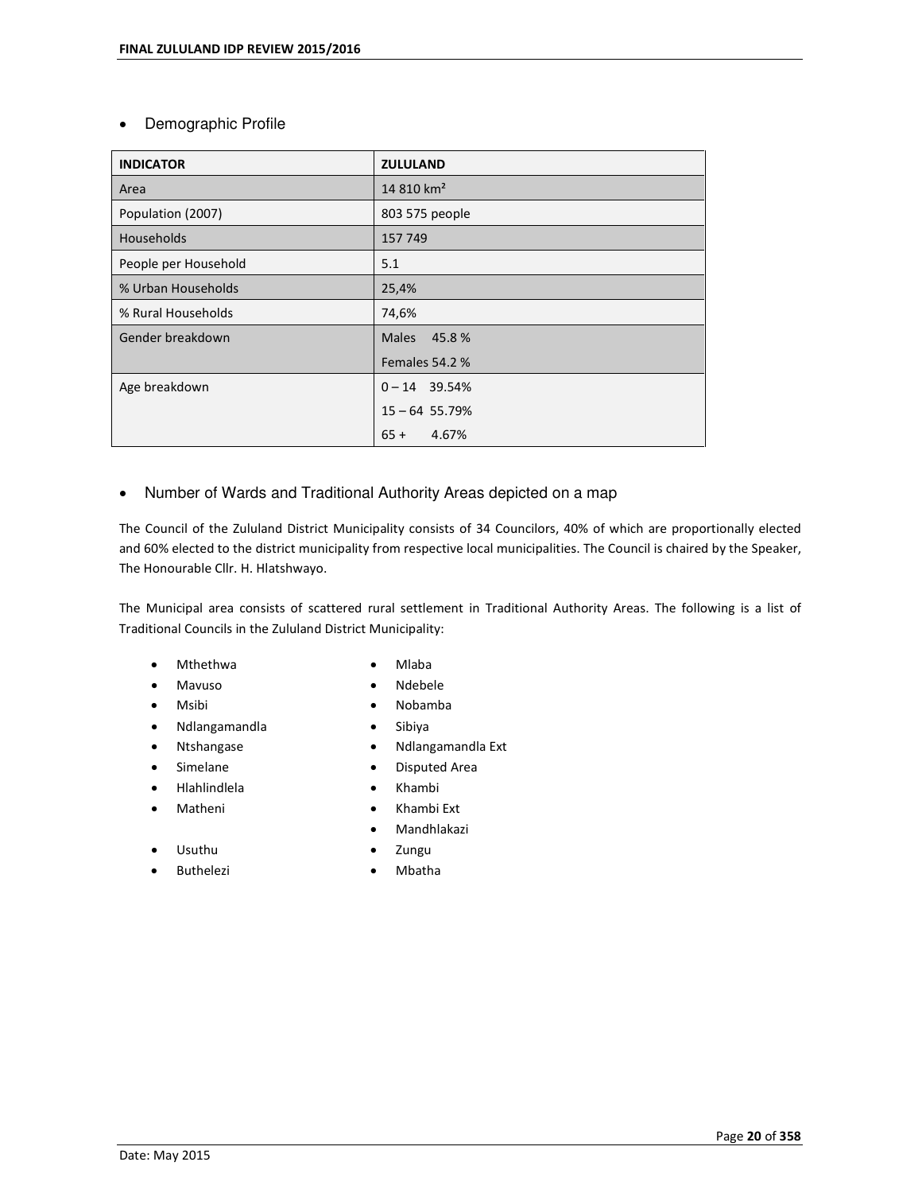- Demographic Profile

| INDICATOR | ZULULAND |
|---|---|
| Area | 14 810 km² |
| Population (2007) | 803 575 people |
| Households | 157 749 |
| People per Household | 5.1 |
| % Urban Households | 25,4% |
| % Rural Households | 74,6% |
| Gender breakdown | Males 45.8 %<br>Females 54.2 % |
| Age breakdown | 0 – 14 39.54%<br>15 – 64 55.79%<br>65 + 4.67% |

- Number of Wards and Traditional Authority Areas depicted on a map

The Council of the Zululand District Municipality consists of 34 Councilors, 40% of which are proportionally elected and 60% elected to the district municipality from respective local municipalities. The Council is chaired by the Speaker, The Honourable Cllr. H. Hlatshwayo.

The Municipal area consists of scattered rural settlement in Traditional Authority Areas. The following is a list of Traditional Councils in the Zululand District Municipality:

- Mthethwa
- Mavuso
- Msibi
- Ndlangamandla
- Ntshangase
- Simelane
- Hlahlindlela
- Matheni
- Usuthu
- Buthelezi
- Mlaba
- Ndebele
- Nobamba
- Sibiya
- Ndlangamandla Ext
- Disputed Area
- Khambi
- Khambi Ext
- Mandhlakazi
- Zungu
- Mbatha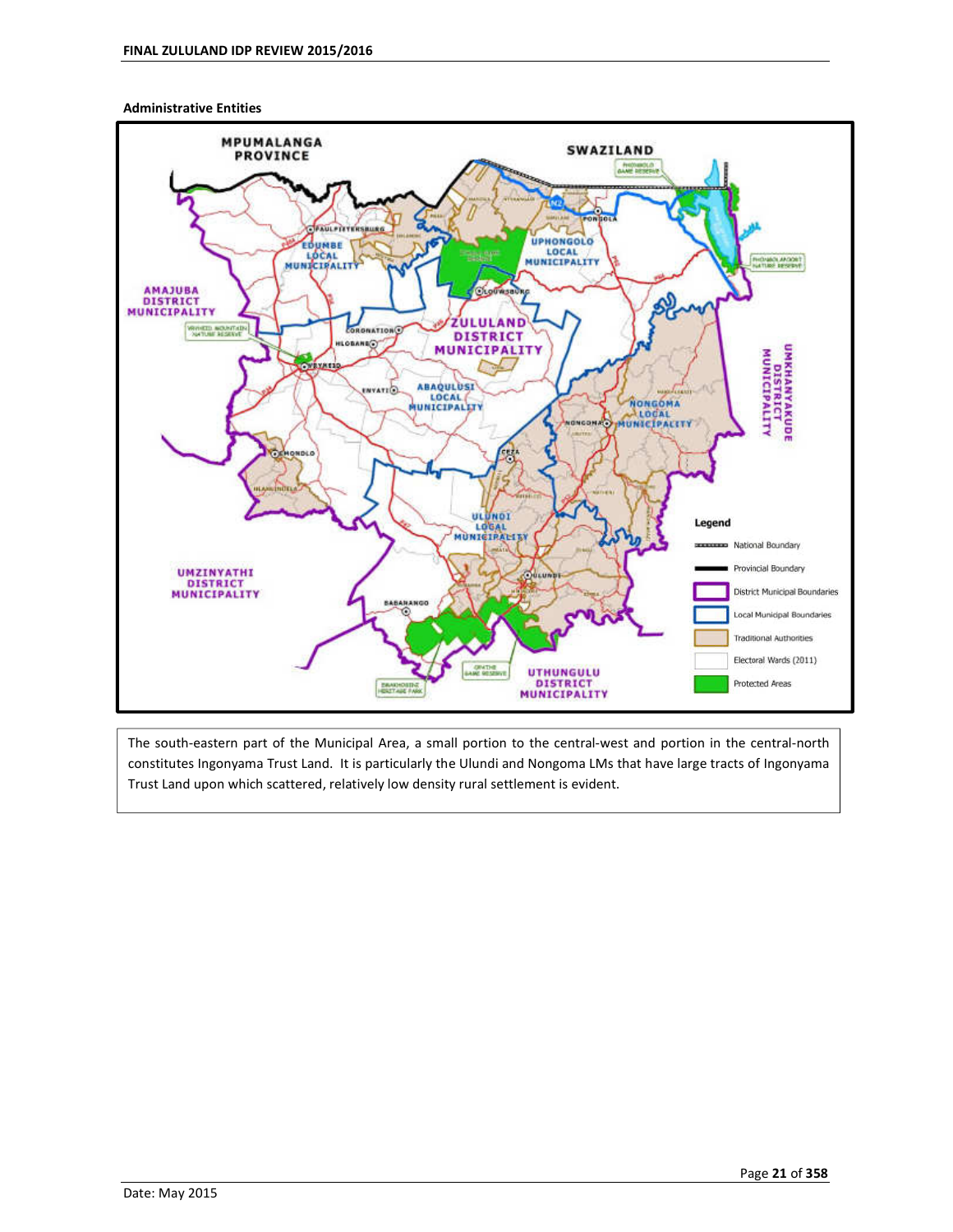**Administrative Entities**

The south-eastern part of the Municipal Area, a small portion to the central-west and portion in the central-north constitutes Ingonyama Trust Land. It is particularly the Ulundi and Nongoma LMs that have large tracts of Ingonyama Trust Land upon which scattered, relatively low density rural settlement is evident.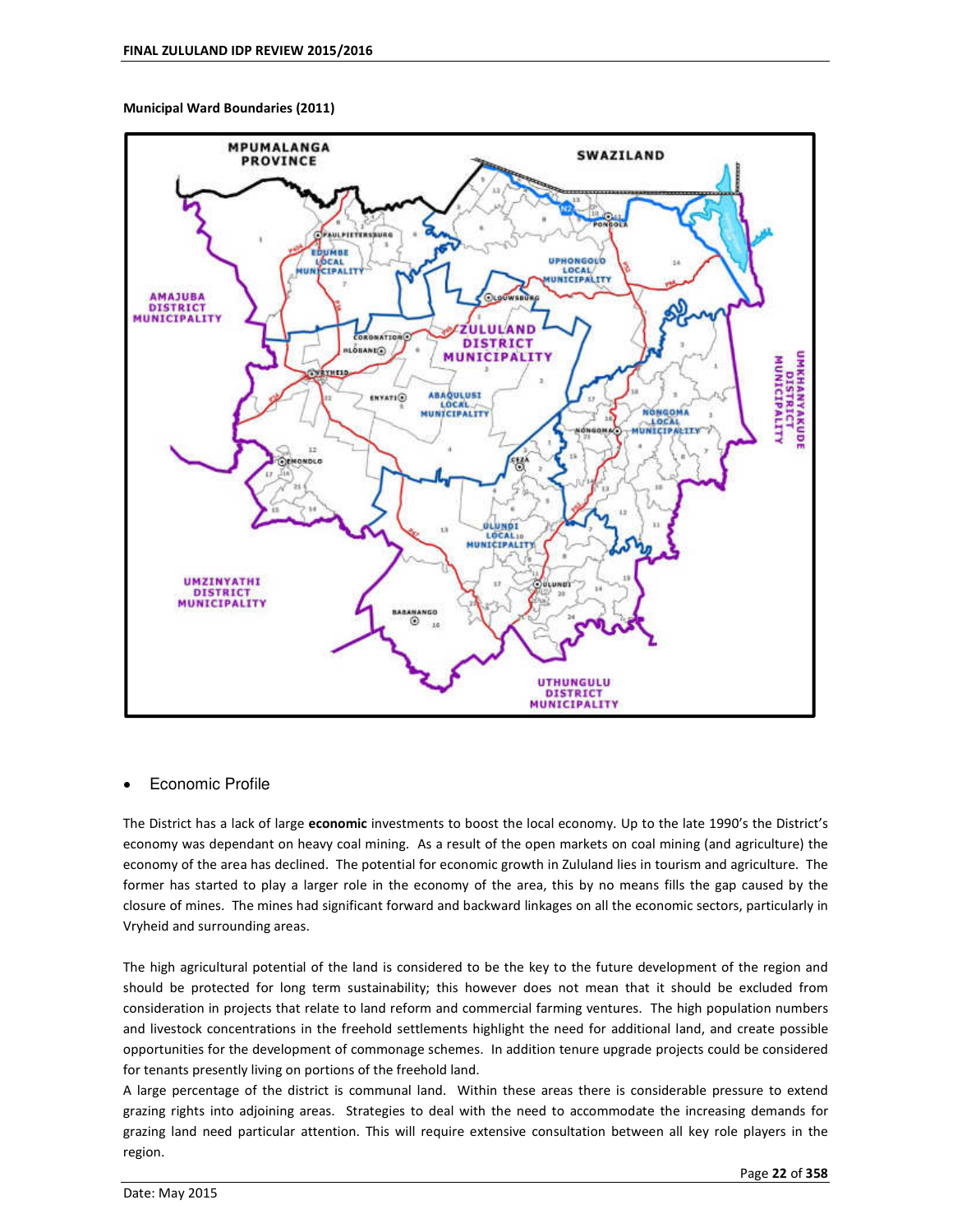**Municipal Ward Boundaries (2011)**

- Economic Profile

The District has a lack of large **economic** investments to boost the local economy. Up to the late 1990's the District's economy was dependant on heavy coal mining. As a result of the open markets on coal mining (and agriculture) the economy of the area has declined. The potential for economic growth in Zululand lies in tourism and agriculture. The former has started to play a larger role in the economy of the area, this by no means fills the gap caused by the closure of mines. The mines had significant forward and backward linkages on all the economic sectors, particularly in Vryheid and surrounding areas.

The high agricultural potential of the land is considered to be the key to the future development of the region and should be protected for long term sustainability; this however does not mean that it should be excluded from consideration in projects that relate to land reform and commercial farming ventures. The high population numbers and livestock concentrations in the freehold settlements highlight the need for additional land, and create possible opportunities for the development of commonage schemes. In addition tenure upgrade projects could be considered for tenants presently living on portions of the freehold land.

A large percentage of the district is communal land. Within these areas there is considerable pressure to extend grazing rights into adjoining areas. Strategies to deal with the need to accommodate the increasing demands for grazing land need particular attention. This will require extensive consultation between all key role players in the region.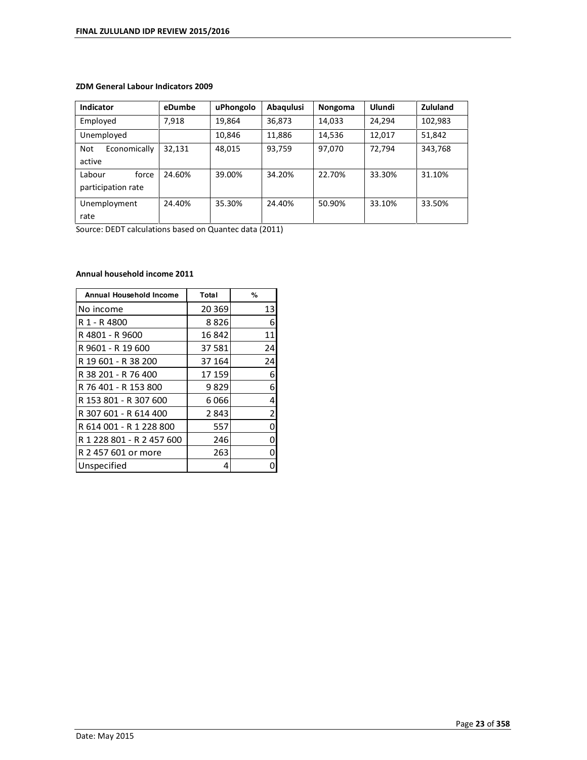**ZDM General Labour Indicators 2009**

| Indicator | eDumbe | uPhongolo | Abaqulusi | Nongoma | Ulundi | Zululand |
|---|---|---|---|---|---|---|
| Employed | 7,918 | 19,864 | 36,873 | 14,033 | 24,294 | 102,983 |
| Unemployed | | 10,846 | 11,886 | 14,536 | 12,017 | 51,842 |
| Not Economically active | 32,131 | 48,015 | 93,759 | 97,070 | 72,794 | 343,768 |
| Labour force participation rate | 24.60% | 39.00% | 34.20% | 22.70% | 33.30% | 31.10% |
| Unemployment rate | 24.40% | 35.30% | 24.40% | 50.90% | 33.10% | 33.50% |

Source: DEDT calculations based on Quantec data (2011)

**Annual household income 2011**

| Annual Household Income | Total | % |
|---|---|---|
| No income | 20 369 | 13 |
| R 1 - R 4800 | 8 826 | 6 |
| R 4801 - R 9600 | 16 842 | 11 |
| R 9601 - R 19 600 | 37 581 | 24 |
| R 19 601 - R 38 200 | 37 164 | 24 |
| R 38 201 - R 76 400 | 17 159 | 6 |
| R 76 401 - R 153 800 | 9 829 | 6 |
| R 153 801 - R 307 600 | 6 066 | 4 |
| R 307 601 - R 614 400 | 2 843 | 2 |
| R 614 001 - R 1 228 800 | 557 | 0 |
| R 1 228 801 - R 2 457 600 | 246 | 0 |
| R 2 457 601 or more | 263 | 0 |
| Unspecified | 4 | 0 |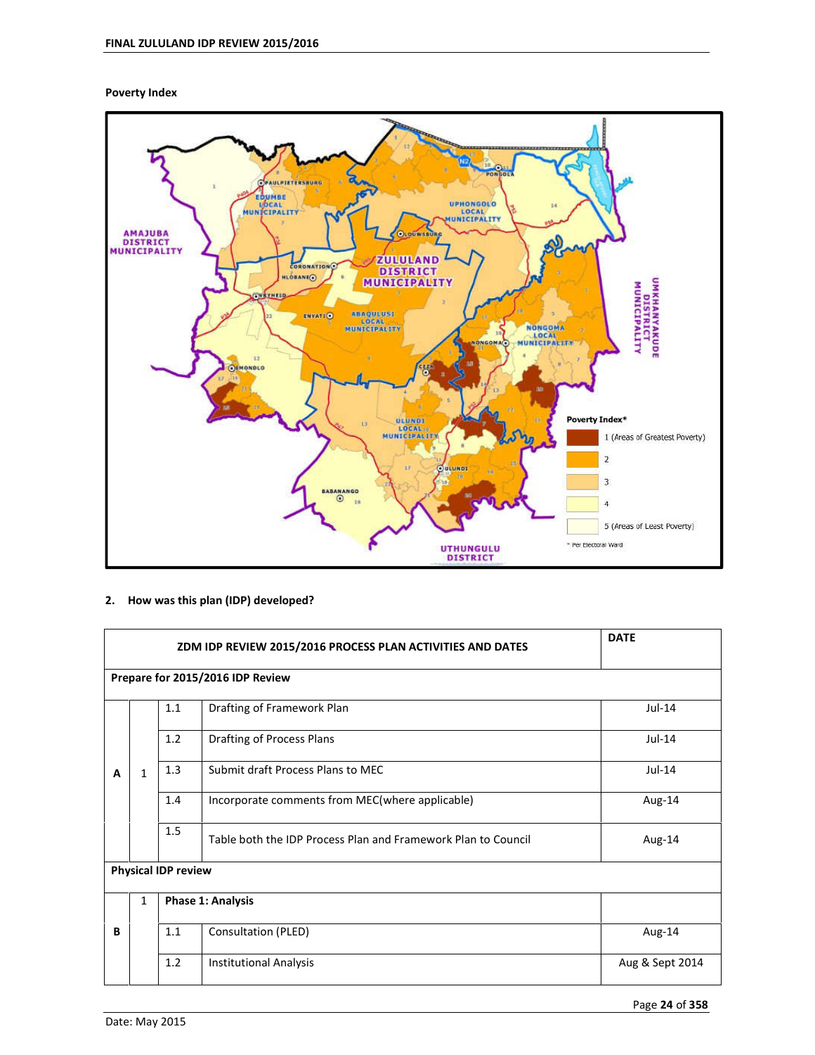**Poverty Index**

## 2. How was this plan (IDP) developed?

| | | | ZDM IDP REVIEW 2015/2016 PROCESS PLAN ACTIVITIES AND DATES | DATE |
|---|---|---|---|---|
| **Prepare for 2015/2016 IDP Review** | | | | |
| A | 1 | 1.1 | Drafting of Framework Plan | Jul-14 |
| | | 1.2 | Drafting of Process Plans | Jul-14 |
| | | 1.3 | Submit draft Process Plans to MEC | Jul-14 |
| | | 1.4 | Incorporate comments from MEC(where applicable) | Aug-14 |
| | | 1.5 | Table both the IDP Process Plan and Framework Plan to Council | Aug-14 |
| **Physical IDP review** | | | | |
| B | 1 | **Phase 1: Analysis** | | |
| | | 1.1 | Consultation (PLED) | Aug-14 |
| | | 1.2 | Institutional Analysis | Aug & Sept 2014 |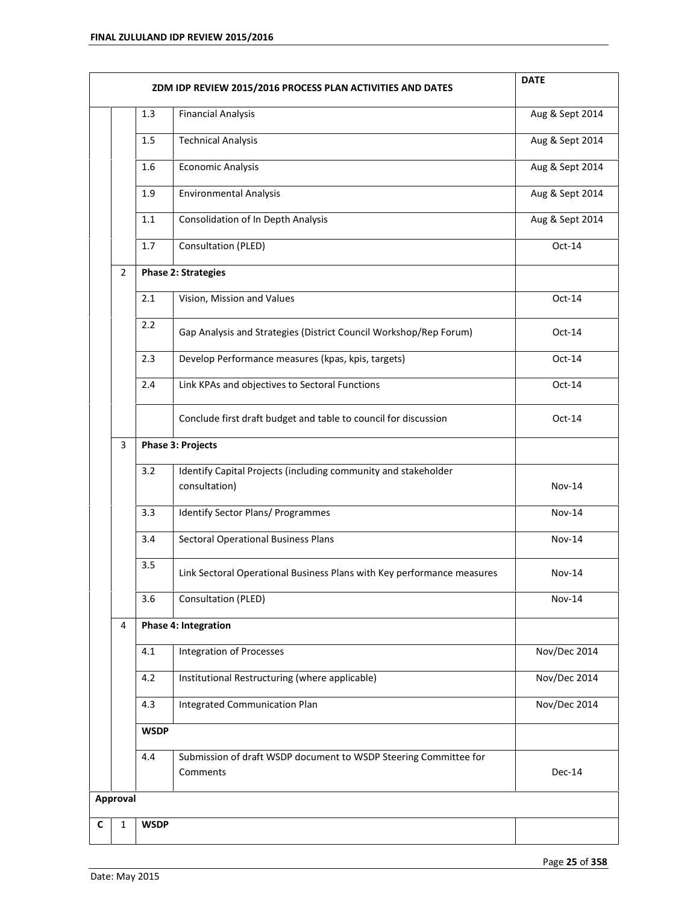| ZDM IDP REVIEW 2015/2016 PROCESS PLAN ACTIVITIES AND DATES | | | | DATE |
|---|---|---|---|---|
| | | 1.3 | Financial Analysis | Aug & Sept 2014 |
| | | 1.5 | Technical Analysis | Aug & Sept 2014 |
| | | 1.6 | Economic Analysis | Aug & Sept 2014 |
| | | 1.9 | Environmental Analysis | Aug & Sept 2014 |
| | | 1.1 | Consolidation of In Depth Analysis | Aug & Sept 2014 |
| | | 1.7 | Consultation (PLED) | Oct-14 |
| | 2 | **Phase 2: Strategies** | | |
| | | 2.1 | Vision, Mission and Values | Oct-14 |
| | | 2.2 | Gap Analysis and Strategies (District Council Workshop/Rep Forum) | Oct-14 |
| | | 2.3 | Develop Performance measures (kpas, kpis, targets) | Oct-14 |
| | | 2.4 | Link KPAs and objectives to Sectoral Functions | Oct-14 |
| | | | Conclude first draft budget and table to council for discussion | Oct-14 |
| | 3 | **Phase 3: Projects** | | |
| | | 3.2 | Identify Capital Projects (including community and stakeholder consultation) | Nov-14 |
| | | 3.3 | Identify Sector Plans/ Programmes | Nov-14 |
| | | 3.4 | Sectoral Operational Business Plans | Nov-14 |
| | | 3.5 | Link Sectoral Operational Business Plans with Key performance measures | Nov-14 |
| | | 3.6 | Consultation (PLED) | Nov-14 |
| | 4 | **Phase 4: Integration** | | |
| | | 4.1 | Integration of Processes | Nov/Dec 2014 |
| | | 4.2 | Institutional Restructuring (where applicable) | Nov/Dec 2014 |
| | | 4.3 | Integrated Communication Plan | Nov/Dec 2014 |
| | | **WSDP** | | |
| | | 4.4 | Submission of draft WSDP document to WSDP Steering Committee for Comments | Dec-14 |
| **Approval** | | | | |
| **C** | 1 | **WSDP** | | |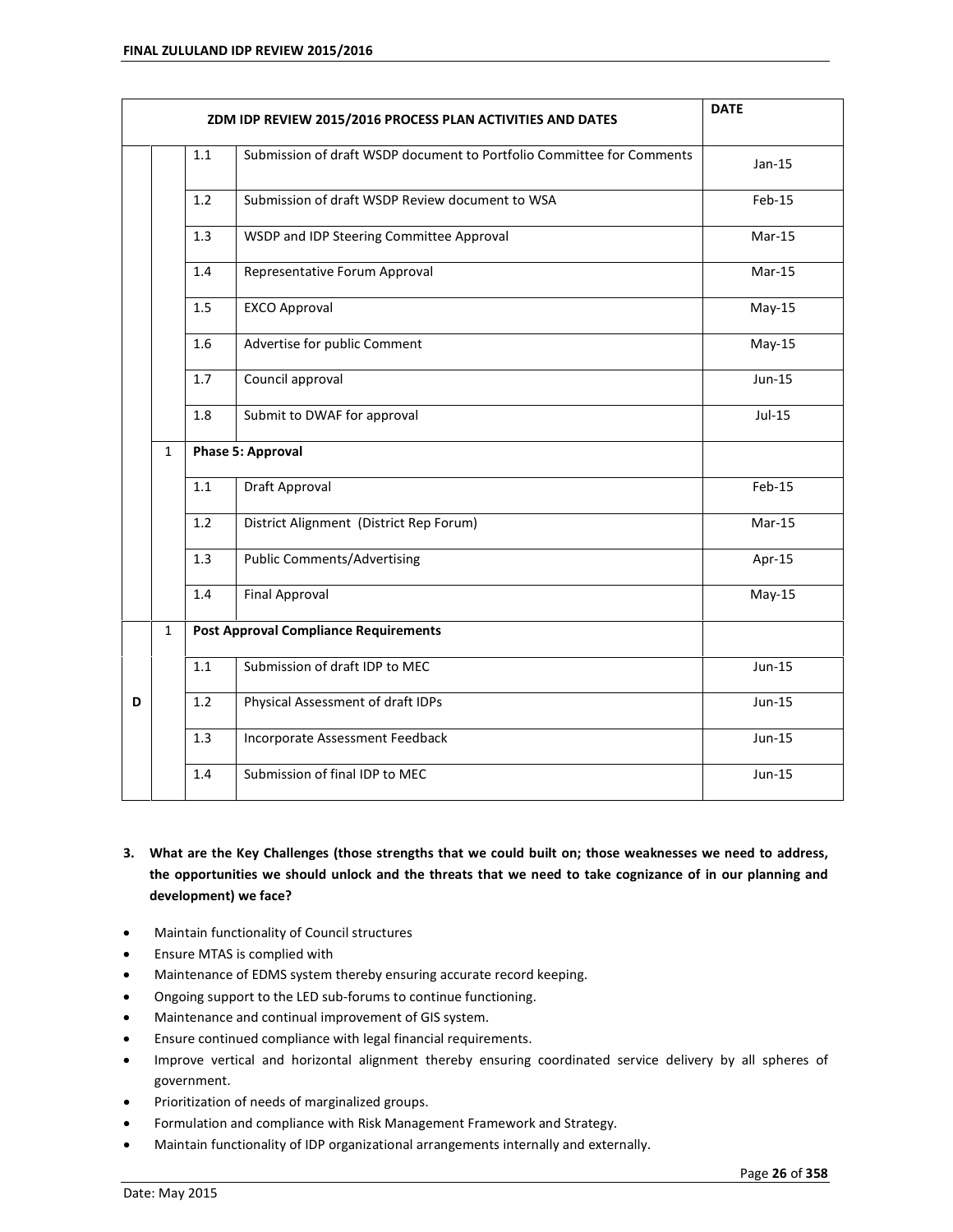| ZDM IDP REVIEW 2015/2016 PROCESS PLAN ACTIVITIES AND DATES | | | | DATE |
|---|---|---|---|---|
| | | 1.1 | Submission of draft WSDP document to Portfolio Committee for Comments | Jan-15 |
| | | 1.2 | Submission of draft WSDP Review document to WSA | Feb-15 |
| | | 1.3 | WSDP and IDP Steering Committee Approval | Mar-15 |
| | | 1.4 | Representative Forum Approval | Mar-15 |
| | | 1.5 | EXCO Approval | May-15 |
| | | 1.6 | Advertise for public Comment | May-15 |
| | | 1.7 | Council approval | Jun-15 |
| | | 1.8 | Submit to DWAF for approval | Jul-15 |
| | 1 | **Phase 5: Approval** | | |
| | | 1.1 | Draft Approval | Feb-15 |
| | | 1.2 | District Alignment (District Rep Forum) | Mar-15 |
| | | 1.3 | Public Comments/Advertising | Apr-15 |
| | | 1.4 | Final Approval | May-15 |
| D | 1 | **Post Approval Compliance Requirements** | | |
| | | 1.1 | Submission of draft IDP to MEC | Jun-15 |
| | | 1.2 | Physical Assessment of draft IDPs | Jun-15 |
| | | 1.3 | Incorporate Assessment Feedback | Jun-15 |
| | | 1.4 | Submission of final IDP to MEC | Jun-15 |

**3. What are the Key Challenges (those strengths that we could built on; those weaknesses we need to address, the opportunities we should unlock and the threats that we need to take cognizance of in our planning and development) we face?**

- Maintain functionality of Council structures
- Ensure MTAS is complied with
- Maintenance of EDMS system thereby ensuring accurate record keeping.
- Ongoing support to the LED sub-forums to continue functioning.
- Maintenance and continual improvement of GIS system.
- Ensure continued compliance with legal financial requirements.
- Improve vertical and horizontal alignment thereby ensuring coordinated service delivery by all spheres of government.
- Prioritization of needs of marginalized groups.
- Formulation and compliance with Risk Management Framework and Strategy.
- Maintain functionality of IDP organizational arrangements internally and externally.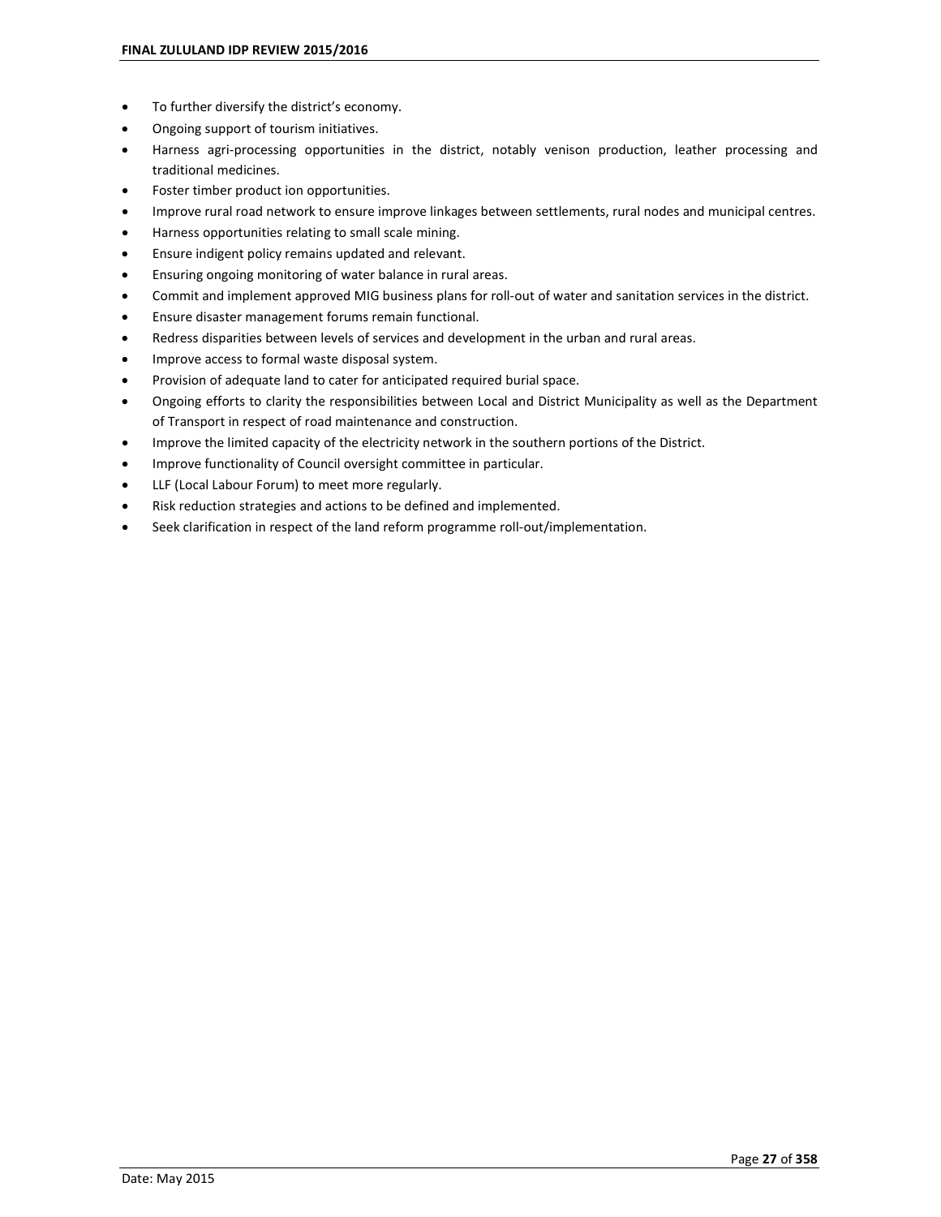- To further diversify the district's economy.
- Ongoing support of tourism initiatives.
- Harness agri-processing opportunities in the district, notably venison production, leather processing and traditional medicines.
- Foster timber product ion opportunities.
- Improve rural road network to ensure improve linkages between settlements, rural nodes and municipal centres.
- Harness opportunities relating to small scale mining.
- Ensure indigent policy remains updated and relevant.
- Ensuring ongoing monitoring of water balance in rural areas.
- Commit and implement approved MIG business plans for roll-out of water and sanitation services in the district.
- Ensure disaster management forums remain functional.
- Redress disparities between levels of services and development in the urban and rural areas.
- Improve access to formal waste disposal system.
- Provision of adequate land to cater for anticipated required burial space.
- Ongoing efforts to clarity the responsibilities between Local and District Municipality as well as the Department of Transport in respect of road maintenance and construction.
- Improve the limited capacity of the electricity network in the southern portions of the District.
- Improve functionality of Council oversight committee in particular.
- LLF (Local Labour Forum) to meet more regularly.
- Risk reduction strategies and actions to be defined and implemented.
- Seek clarification in respect of the land reform programme roll-out/implementation.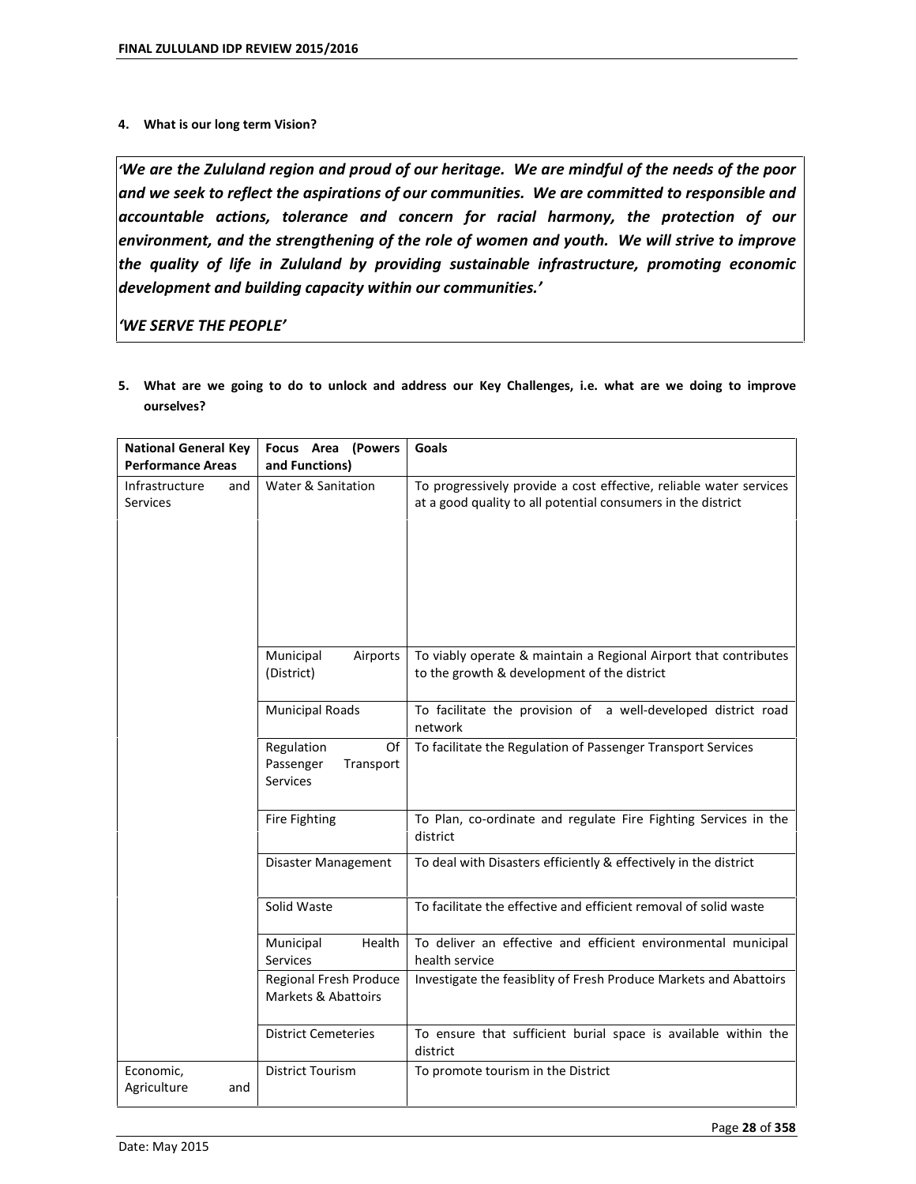**4. What is our long term Vision?**

> *'We are the Zululand region and proud of our heritage. We are mindful of the needs of the poor and we seek to reflect the aspirations of our communities. We are committed to responsible and accountable actions, tolerance and concern for racial harmony, the protection of our environment, and the strengthening of the role of women and youth. We will strive to improve the quality of life in Zululand by providing sustainable infrastructure, promoting economic development and building capacity within our communities.'*
>
> *'WE SERVE THE PEOPLE'*

**5. What are we going to do to unlock and address our Key Challenges, i.e. what are we doing to improve ourselves?**

| National General Key Performance Areas | Focus Area (Powers and Functions) | Goals |
|---|---|---|
| Infrastructure and Services | Water & Sanitation | To progressively provide a cost effective, reliable water services at a good quality to all potential consumers in the district |
| | Municipal Airports (District) | To viably operate & maintain a Regional Airport that contributes to the growth & development of the district |
| | Municipal Roads | To facilitate the provision of a well-developed district road network |
| | Regulation Of Passenger Transport Services | To facilitate the Regulation of Passenger Transport Services |
| | Fire Fighting | To Plan, co-ordinate and regulate Fire Fighting Services in the district |
| | Disaster Management | To deal with Disasters efficiently & effectively in the district |
| | Solid Waste | To facilitate the effective and efficient removal of solid waste |
| | Municipal Health Services | To deliver an effective and efficient environmental municipal health service |
| | Regional Fresh Produce Markets & Abattoirs | Investigate the feasiblity of Fresh Produce Markets and Abattoirs |
| | District Cemeteries | To ensure that sufficient burial space is available within the district |
| Economic, Agriculture and | District Tourism | To promote tourism in the District |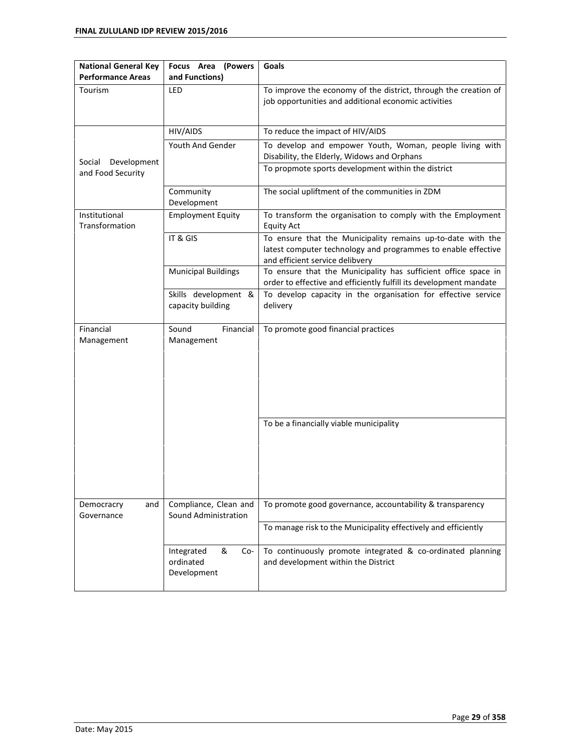| National General Key Performance Areas | Focus Area (Powers and Functions) | Goals |
|---|---|---|
| Tourism | LED | To improve the economy of the district, through the creation of job opportunities and additional economic activities |
| Social Development and Food Security | HIV/AIDS | To reduce the impact of HIV/AIDS |
| | Youth And Gender | To develop and empower Youth, Woman, people living with Disability, the Elderly, Widows and Orphans |
| | | To propmote sports development within the district |
| | Community Development | The social upliftment of the communities in ZDM |
| Institutional Transformation | Employment Equity | To transform the organisation to comply with the Employment Equity Act |
| | IT & GIS | To ensure that the Municipality remains up-to-date with the latest computer technology and programmes to enable effective and efficient service delibvery |
| | Municipal Buildings | To ensure that the Municipality has sufficient office space in order to effective and efficiently fulfill its development mandate |
| | Skills development & capacity building | To develop capacity in the organisation for effective service delivery |
| Financial Management | Sound Financial Management | To promote good financial practices |
| | | To be a financially viable municipality |
| Democracry and Governance | Compliance, Clean and Sound Administration | To promote good governance, accountability & transparency |
| | | To manage risk to the Municipality effectively and efficiently |
| | Integrated & Co-ordinated Development | To continuously promote integrated & co-ordinated planning and development within the District |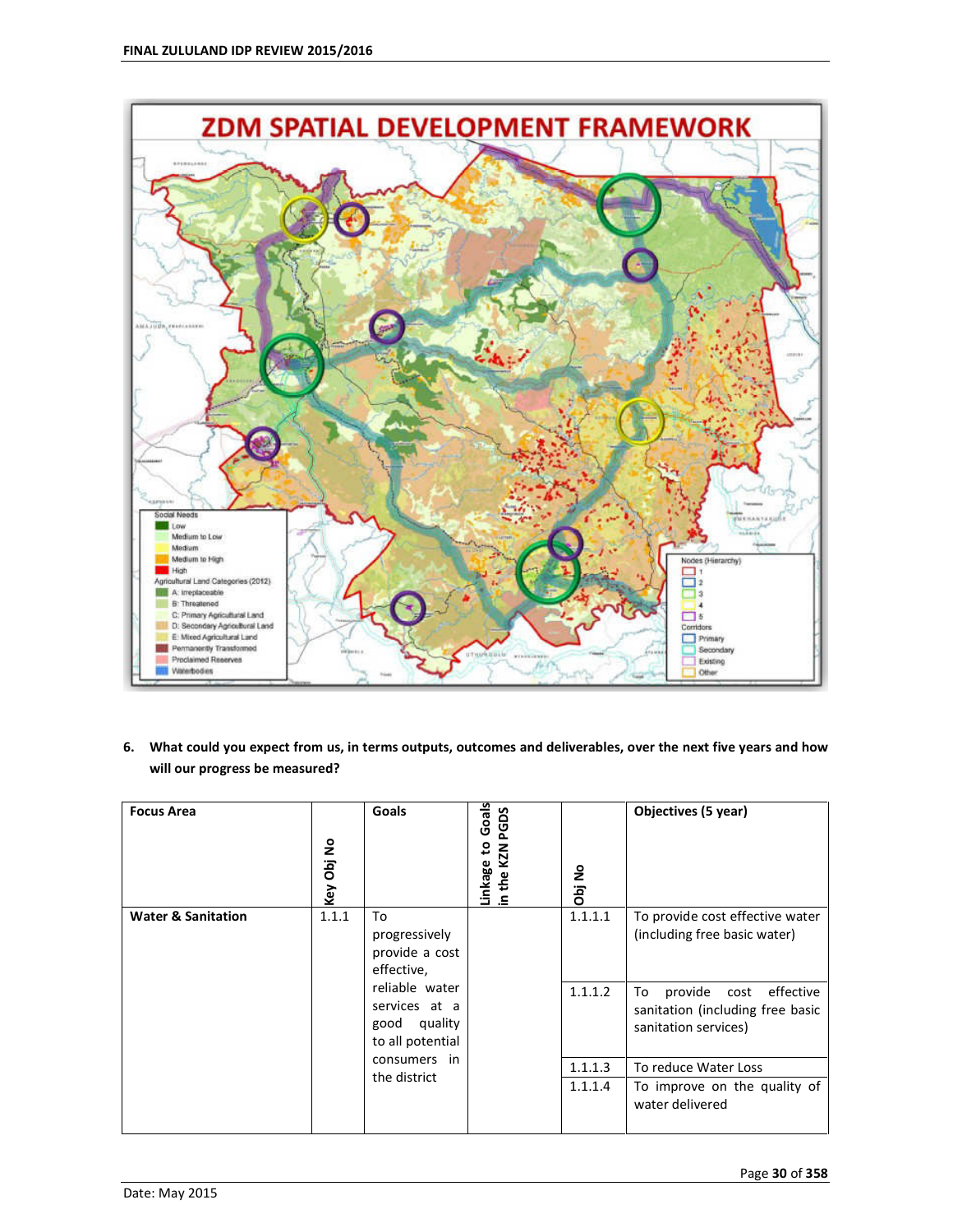6. **What could you expect from us, in terms outputs, outcomes and deliverables, over the next five years and how will our progress be measured?**

| Focus Area | Key Obj No | Goals | Linkage to Goals in the KZN PGDS | Obj No | Objectives (5 year) |
|---|---|---|---|---|---|
| Water & Sanitation | 1.1.1 | To progressively provide a cost effective, reliable water services at a good quality to all potential consumers in the district | | 1.1.1.1 | To provide cost effective water (including free basic water) |
| | | | | 1.1.1.2 | To provide cost effective sanitation (including free basic sanitation services) |
| | | | | 1.1.1.3 | To reduce Water Loss |
| | | | | 1.1.1.4 | To improve on the quality of water delivered |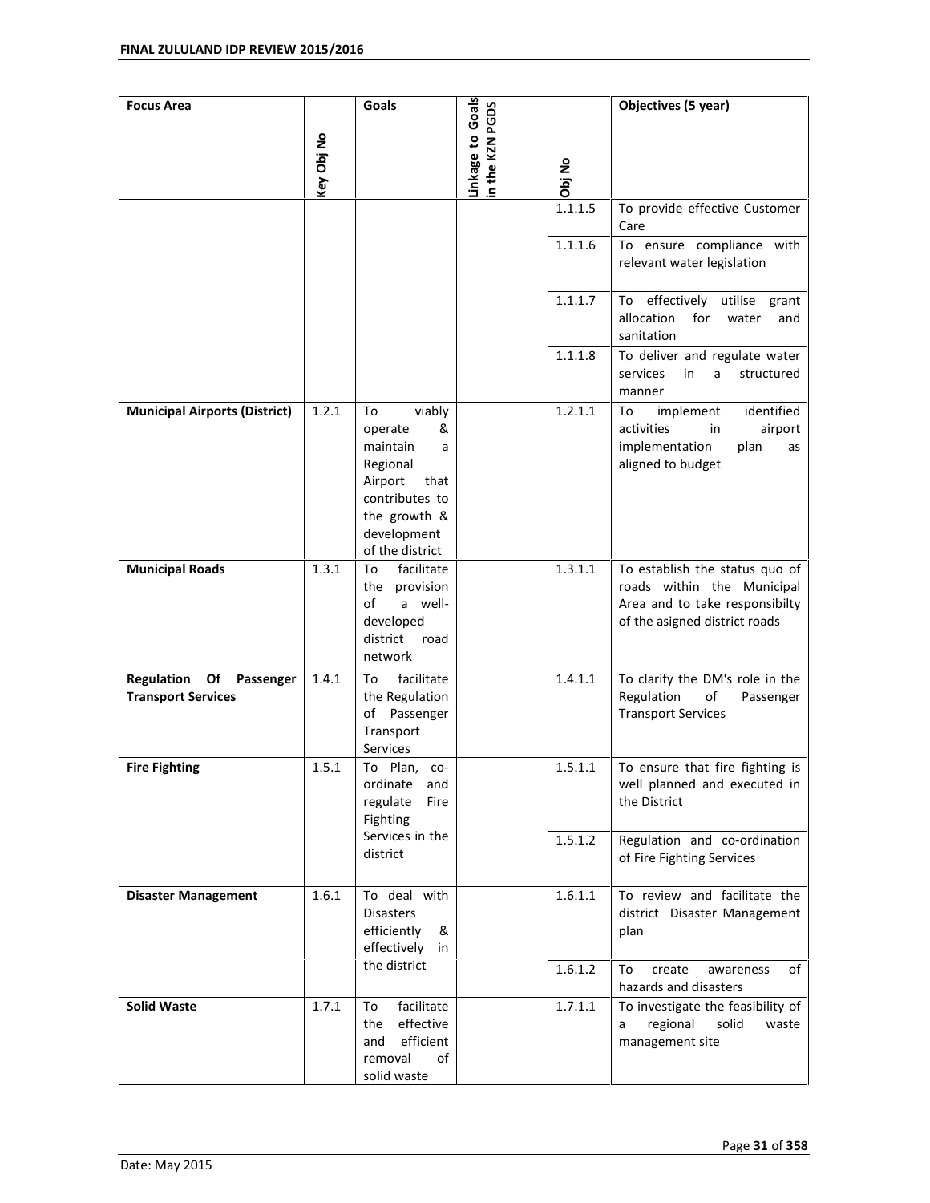| Focus Area | Key Obj No | Goals | Linkage to Goals in the KZN PGDS | Obj No | Objectives (5 year) |
|---|---|---|---|---|---|
| | | | | 1.1.1.5 | To provide effective Customer Care |
| | | | | 1.1.1.6 | To ensure compliance with relevant water legislation |
| | | | | 1.1.1.7 | To effectively utilise grant allocation for water and sanitation |
| | | | | 1.1.1.8 | To deliver and regulate water services in a structured manner |
| **Municipal Airports (District)** | 1.2.1 | To viably operate & maintain a Regional Airport that contributes to the growth & development of the district | | 1.2.1.1 | To implement identified activities in airport implementation plan as aligned to budget |
| **Municipal Roads** | 1.3.1 | To facilitate the provision of a well-developed district road network | | 1.3.1.1 | To establish the status quo of roads within the Municipal Area and to take responsibilty of the asigned district roads |
| **Regulation Of Passenger Transport Services** | 1.4.1 | To facilitate the Regulation of Passenger Transport Services | | 1.4.1.1 | To clarify the DM's role in the Regulation of Passenger Transport Services |
| **Fire Fighting** | 1.5.1 | To Plan, co-ordinate and regulate Fire Fighting Services in the district | | 1.5.1.1 | To ensure that fire fighting is well planned and executed in the District |
| | | | | 1.5.1.2 | Regulation and co-ordination of Fire Fighting Services |
| **Disaster Management** | 1.6.1 | To deal with Disasters efficiently & effectively in the district | | 1.6.1.1 | To review and facilitate the district Disaster Management plan |
| | | | | 1.6.1.2 | To create awareness of hazards and disasters |
| **Solid Waste** | 1.7.1 | To facilitate the effective and efficient removal of solid waste | | 1.7.1.1 | To investigate the feasibility of a regional solid waste management site |

Date: May 2015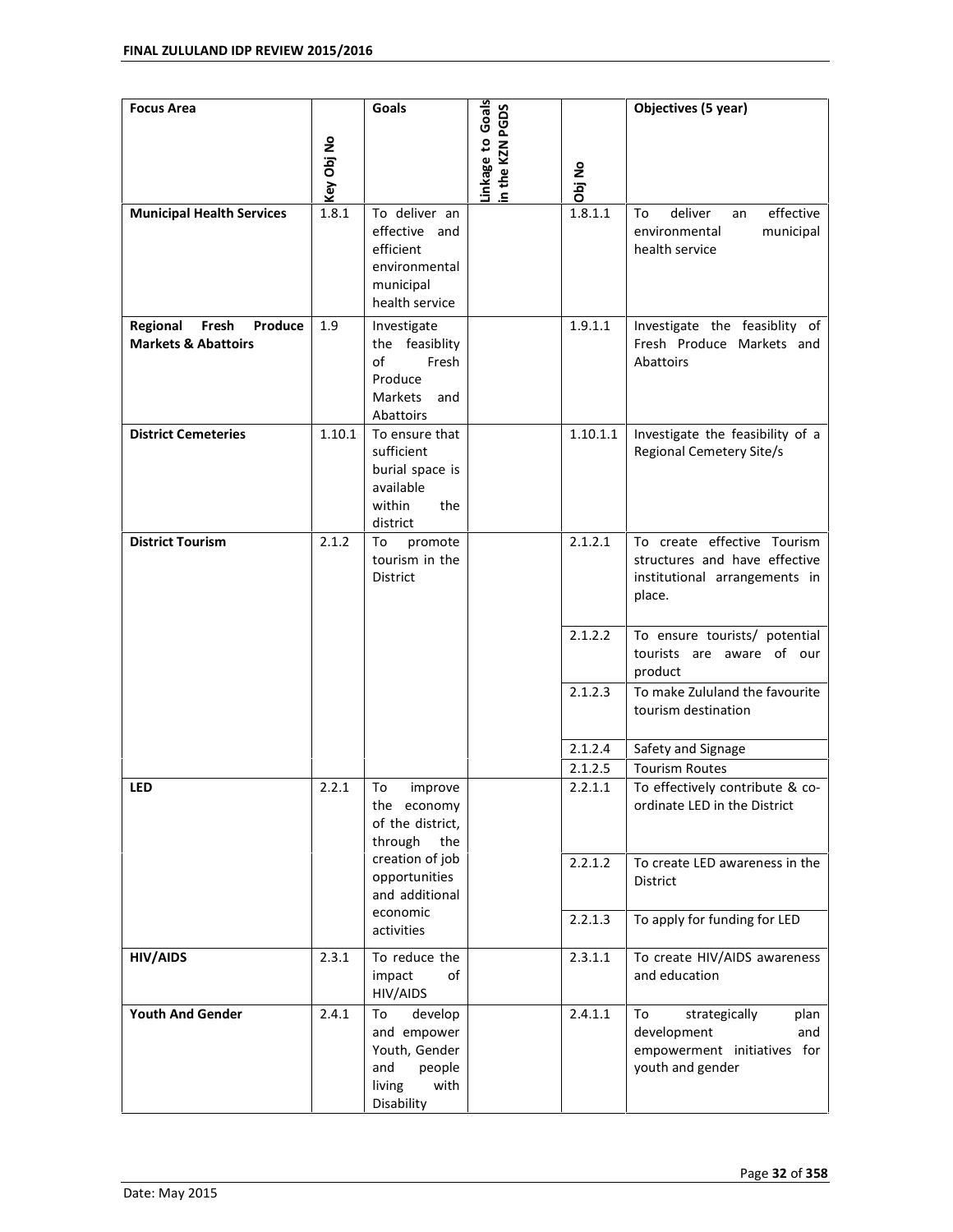| Focus Area | Key Obj No | Goals | Linkage to Goals in the KZN PGDS | Obj No | Objectives (5 year) |
|---|---|---|---|---|---|
| **Municipal Health Services** | 1.8.1 | To deliver an effective and efficient environmental municipal health service | | 1.8.1.1 | To deliver an effective environmental municipal health service |
| **Regional Fresh Produce Markets & Abattoirs** | 1.9 | Investigate the feasiblity of Fresh Produce Markets and Abattoirs | | 1.9.1.1 | Investigate the feasiblity of Fresh Produce Markets and Abattoirs |
| **District Cemeteries** | 1.10.1 | To ensure that sufficient burial space is available within the district | | 1.10.1.1 | Investigate the feasibility of a Regional Cemetery Site/s |
| **District Tourism** | 2.1.2 | To promote tourism in the District | | 2.1.2.1 | To create effective Tourism structures and have effective institutional arrangements in place. |
| | | | | 2.1.2.2 | To ensure tourists/ potential tourists are aware of our product |
| | | | | 2.1.2.3 | To make Zululand the favourite tourism destination |
| | | | | 2.1.2.4 | Safety and Signage |
| | | | | 2.1.2.5 | Tourism Routes |
| **LED** | 2.2.1 | To improve the economy of the district, through the creation of job opportunities and additional economic activities | | 2.2.1.1 | To effectively contribute & co-ordinate LED in the District |
| | | | | 2.2.1.2 | To create LED awareness in the District |
| | | | | 2.2.1.3 | To apply for funding for LED |
| **HIV/AIDS** | 2.3.1 | To reduce the impact of HIV/AIDS | | 2.3.1.1 | To create HIV/AIDS awareness and education |
| **Youth And Gender** | 2.4.1 | To develop and empower Youth, Gender and people living with Disability | | 2.4.1.1 | To strategically plan development and empowerment initiatives for youth and gender |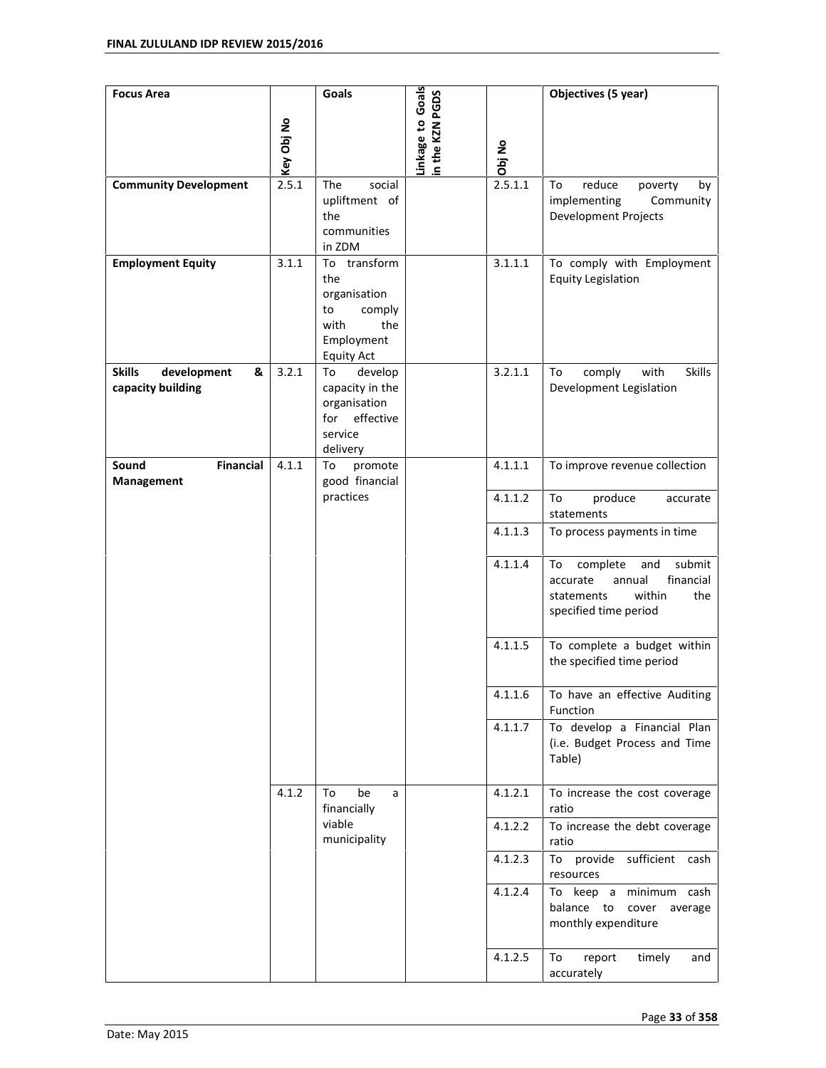| Focus Area | Key Obj No | Goals | Linkage to Goals in the KZN PGDS | Obj No | Objectives (5 year) |
|---|---|---|---|---|---|
| **Community Development** | 2.5.1 | The social upliftment of the communities in ZDM | | 2.5.1.1 | To reduce poverty by implementing Community Development Projects |
| **Employment Equity** | 3.1.1 | To transform the organisation to comply with the Employment Equity Act | | 3.1.1.1 | To comply with Employment Equity Legislation |
| **Skills development & capacity building** | 3.2.1 | To develop capacity in the organisation for effective service delivery | | 3.2.1.1 | To comply with Skills Development Legislation |
| **Sound Financial Management** | 4.1.1 | To promote good financial practices | | 4.1.1.1 | To improve revenue collection |
| | | | | 4.1.1.2 | To produce accurate statements |
| | | | | 4.1.1.3 | To process payments in time |
| | | | | 4.1.1.4 | To complete and submit accurate annual financial statements within the specified time period |
| | | | | 4.1.1.5 | To complete a budget within the specified time period |
| | | | | 4.1.1.6 | To have an effective Auditing Function |
| | | | | 4.1.1.7 | To develop a Financial Plan (i.e. Budget Process and Time Table) |
| | 4.1.2 | To be a financially viable municipality | | 4.1.2.1 | To increase the cost coverage ratio |
| | | | | 4.1.2.2 | To increase the debt coverage ratio |
| | | | | 4.1.2.3 | To provide sufficient cash resources |
| | | | | 4.1.2.4 | To keep a minimum cash balance to cover average monthly expenditure |
| | | | | 4.1.2.5 | To report timely and accurately |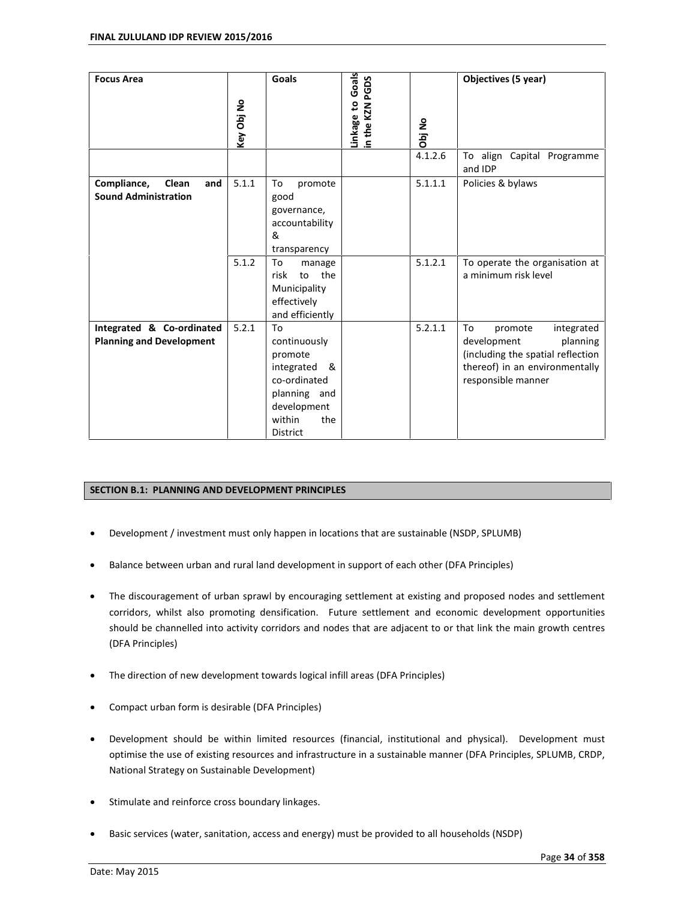| Focus Area | Key Obj No | Goals | Linkage to Goals in the KZN PGDS | Obj No | Objectives (5 year) |
|---|---|---|---|---|---|
| | | | | 4.1.2.6 | To align Capital Programme and IDP |
| **Compliance, Clean and Sound Administration** | 5.1.1 | To promote good governance, accountability & transparency | | 5.1.1.1 | Policies & bylaws |
| | 5.1.2 | To manage risk to the Municipality effectively and efficiently | | 5.1.2.1 | To operate the organisation at a minimum risk level |
| **Integrated & Co-ordinated Planning and Development** | 5.2.1 | To continuously promote integrated & co-ordinated planning and development within the District | | 5.2.1.1 | To promote integrated development planning (including the spatial reflection thereof) in an environmentally responsible manner |

## SECTION B.1: PLANNING AND DEVELOPMENT PRINCIPLES

- Development / investment must only happen in locations that are sustainable (NSDP, SPLUMB)
- Balance between urban and rural land development in support of each other (DFA Principles)
- The discouragement of urban sprawl by encouraging settlement at existing and proposed nodes and settlement corridors, whilst also promoting densification. Future settlement and economic development opportunities should be channelled into activity corridors and nodes that are adjacent to or that link the main growth centres (DFA Principles)
- The direction of new development towards logical infill areas (DFA Principles)
- Compact urban form is desirable (DFA Principles)
- Development should be within limited resources (financial, institutional and physical). Development must optimise the use of existing resources and infrastructure in a sustainable manner (DFA Principles, SPLUMB, CRDP, National Strategy on Sustainable Development)
- Stimulate and reinforce cross boundary linkages.
- Basic services (water, sanitation, access and energy) must be provided to all households (NSDP)